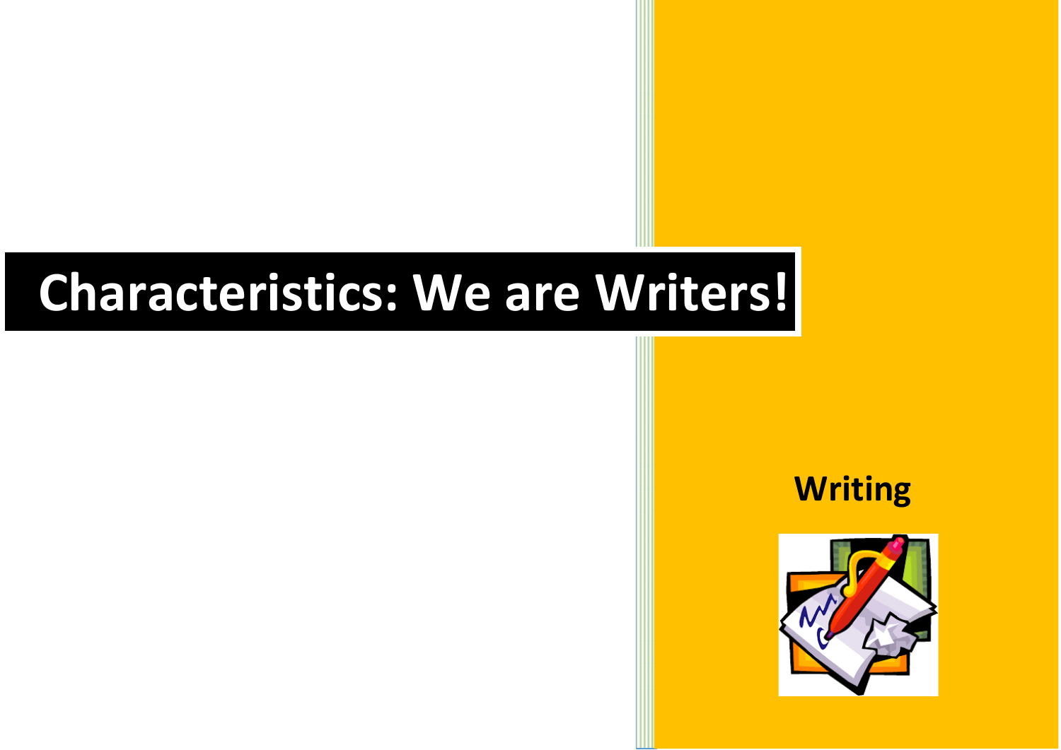# Characteristics: We are Writers!

**Writing**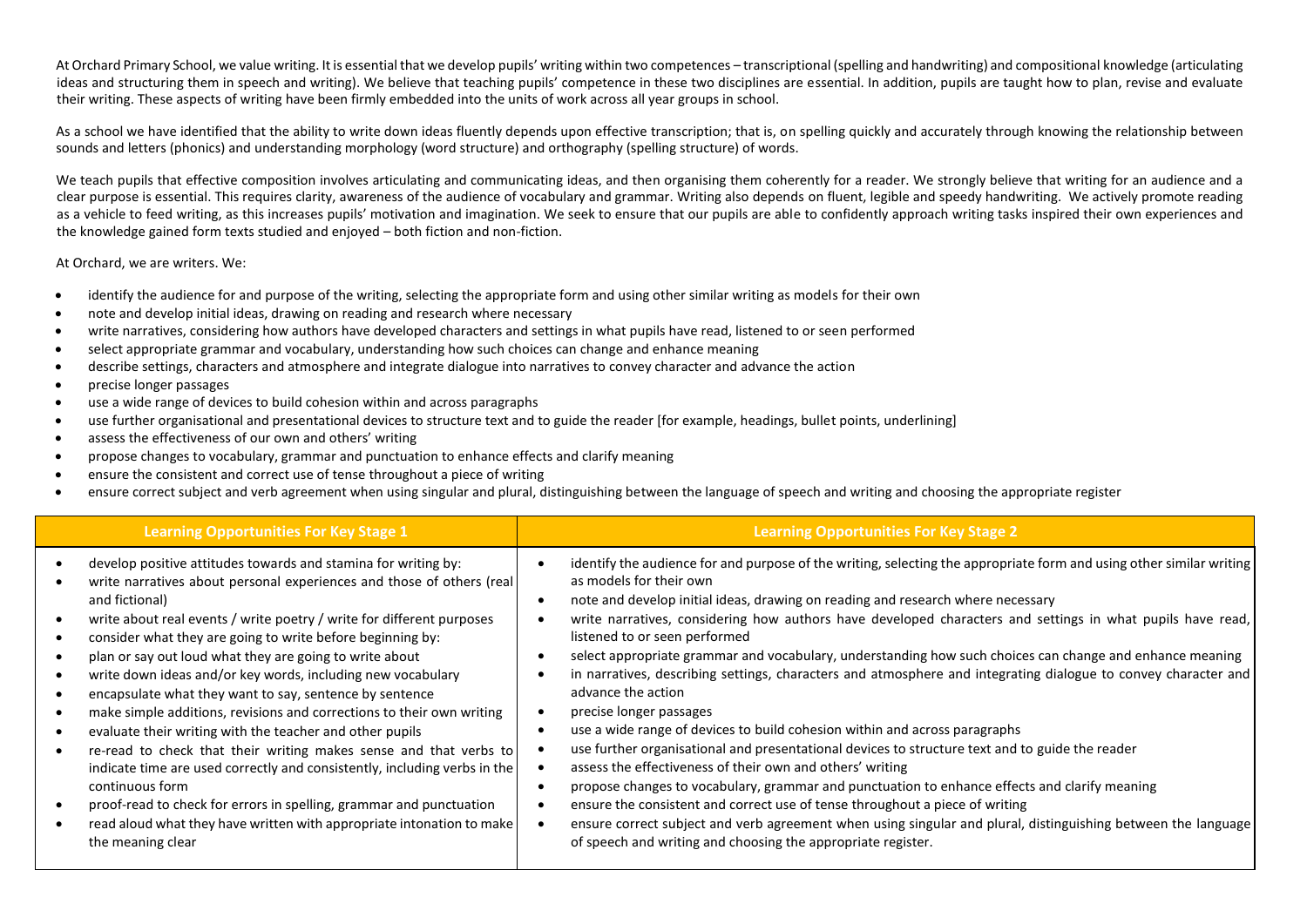At Orchard Primary School, we value writing. It is essential that we develop pupils' writing within two competences – transcriptional (spelling and handwriting) and compositional knowledge (articulating ideas and structuring them in speech and writing). We believe that teaching pupils' competence in these two disciplines are essential. In addition, pupils are taught how to plan, revise and evaluate their writing. These aspects of writing have been firmly embedded into the units of work across all year groups in school.

As a school we have identified that the ability to write down ideas fluently depends upon effective transcription; that is, on spelling quickly and accurately through knowing the relationship between sounds and letters (phonics) and understanding morphology (word structure) and orthography (spelling structure) of words.

We teach pupils that effective composition involves articulating and communicating ideas, and then organising them coherently for a reader. We strongly believe that writing for an audience and a clear purpose is essential. This requires clarity, awareness of the audience of vocabulary and grammar. Writing also depends on fluent, legible and speedy handwriting. We actively promote reading as a vehicle to feed writing, as this increases pupils' motivation and imagination. We seek to ensure that our pupils are able to confidently approach writing tasks inspired their own experiences and the knowledge gained form texts studied and enjoyed – both fiction and non-fiction.

At Orchard, we are writers. We:

- identify the audience for and purpose of the writing, selecting the appropriate form and using other similar writing as models for their own
- note and develop initial ideas, drawing on reading and research where necessary
- write narratives, considering how authors have developed characters and settings in what pupils have read, listened to or seen performed
- select appropriate grammar and vocabulary, understanding how such choices can change and enhance meaning
- describe settings, characters and atmosphere and integrate dialogue into narratives to convey character and advance the action
- precise longer passages
- use a wide range of devices to build cohesion within and across paragraphs
- use further organisational and presentational devices to structure text and to guide the reader [for example, headings, bullet points, underlining]
- assess the effectiveness of our own and others' writing
- propose changes to vocabulary, grammar and punctuation to enhance effects and clarify meaning
- ensure the consistent and correct use of tense throughout a piece of writing
- ensure correct subject and verb agreement when using singular and plural, distinguishing between the language of speech and writing and choosing the appropriate register

| Learning Opportunities For Key Stage 1 | Learning Opportunities For Key Stage 2 |
|---|---|
| • develop positive attitudes towards and stamina for writing by:<br>• write narratives about personal experiences and those of others (real and fictional)<br>• write about real events / write poetry / write for different purposes<br>• consider what they are going to write before beginning by:<br>• plan or say out loud what they are going to write about<br>• write down ideas and/or key words, including new vocabulary<br>• encapsulate what they want to say, sentence by sentence<br>• make simple additions, revisions and corrections to their own writing<br>• evaluate their writing with the teacher and other pupils<br>• re-read to check that their writing makes sense and that verbs to indicate time are used correctly and consistently, including verbs in the continuous form<br>• proof-read to check for errors in spelling, grammar and punctuation<br>• read aloud what they have written with appropriate intonation to make the meaning clear | • identify the audience for and purpose of the writing, selecting the appropriate form and using other similar writing as models for their own<br>• note and develop initial ideas, drawing on reading and research where necessary<br>• write narratives, considering how authors have developed characters and settings in what pupils have read, listened to or seen performed<br>• select appropriate grammar and vocabulary, understanding how such choices can change and enhance meaning<br>• in narratives, describing settings, characters and atmosphere and integrating dialogue to convey character and advance the action<br>• precise longer passages<br>• use a wide range of devices to build cohesion within and across paragraphs<br>• use further organisational and presentational devices to structure text and to guide the reader<br>• assess the effectiveness of their own and others' writing<br>• propose changes to vocabulary, grammar and punctuation to enhance effects and clarify meaning<br>• ensure the consistent and correct use of tense throughout a piece of writing<br>• ensure correct subject and verb agreement when using singular and plural, distinguishing between the language of speech and writing and choosing the appropriate register. |